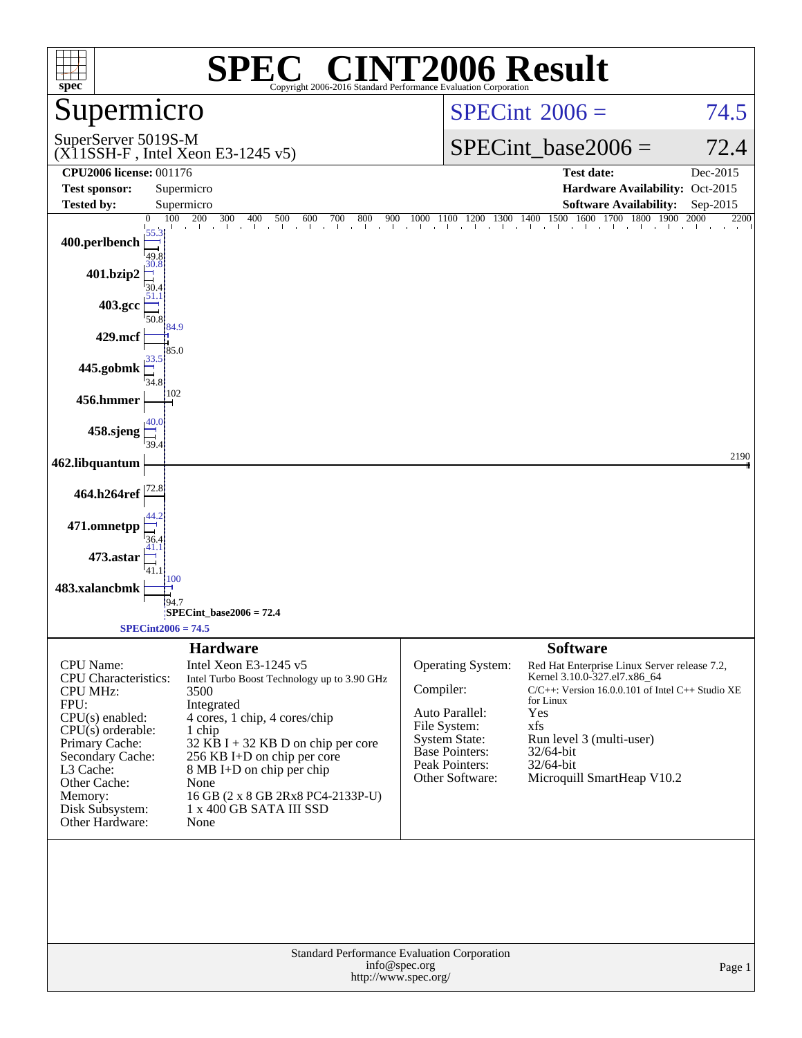# SPEC® CINT2006 Result

Copyright 2006-2016 Standard Performance Evaluation Corporation

## Supermicro

SuperServer 5019S-M
(X11SSH-F , Intel Xeon E3-1245 v5)

SPECint 2006 = 74.5

SPECint_base2006 = 72.4

| | | | |
|---|---|---|---|
| **CPU2006 license:** 001176 | | **Test date:** | Dec-2015 |
| **Test sponsor:** | Supermicro | **Hardware Availability:** | Oct-2015 |
| **Tested by:** | Supermicro | **Software Availability:** | Sep-2015 |

| Benchmark | Peak | Base |
|---|---|---|
| 400.perlbench | 55.3 | 49.8 |
| 401.bzip2 | 30.8 | 30.4 |
| 403.gcc | 51.1 | 50.8 |
| 429.mcf | 84.9 | 85.0 |
| 445.gobmk | 33.5 | 34.8 |
| 456.hmmer | | 102 |
| 458.sjeng | 40.0 | 39.4 |
| 462.libquantum | | 2190 |
| 464.h264ref | | 72.8 |
| 471.omnetpp | 44.2 | 36.4 |
| 473.astar | 41.1 | 41.1 |
| 483.xalancbmk | 100 | 94.7 |

SPECint_base2006 = 72.4

SPECint2006 = 74.5

## Hardware

| | |
|---|---|
| CPU Name: | Intel Xeon E3-1245 v5 |
| CPU Characteristics: | Intel Turbo Boost Technology up to 3.90 GHz |
| CPU MHz: | 3500 |
| FPU: | Integrated |
| CPU(s) enabled: | 4 cores, 1 chip, 4 cores/chip |
| CPU(s) orderable: | 1 chip |
| Primary Cache: | 32 KB I + 32 KB D on chip per core |
| Secondary Cache: | 256 KB I+D on chip per core |
| L3 Cache: | 8 MB I+D on chip per chip |
| Other Cache: | None |
| Memory: | 16 GB (2 x 8 GB 2Rx8 PC4-2133P-U) |
| Disk Subsystem: | 1 x 400 GB SATA III SSD |
| Other Hardware: | None |

## Software

| | |
|---|---|
| Operating System: | Red Hat Enterprise Linux Server release 7.2, Kernel 3.10.0-327.el7.x86_64 |
| Compiler: | C/C++: Version 16.0.0.101 of Intel C++ Studio XE for Linux |
| Auto Parallel: | Yes |
| File System: | xfs |
| System State: | Run level 3 (multi-user) |
| Base Pointers: | 32/64-bit |
| Peak Pointers: | 32/64-bit |
| Other Software: | Microquill SmartHeap V10.2 |

Standard Performance Evaluation Corporation
info@spec.org
http://www.spec.org/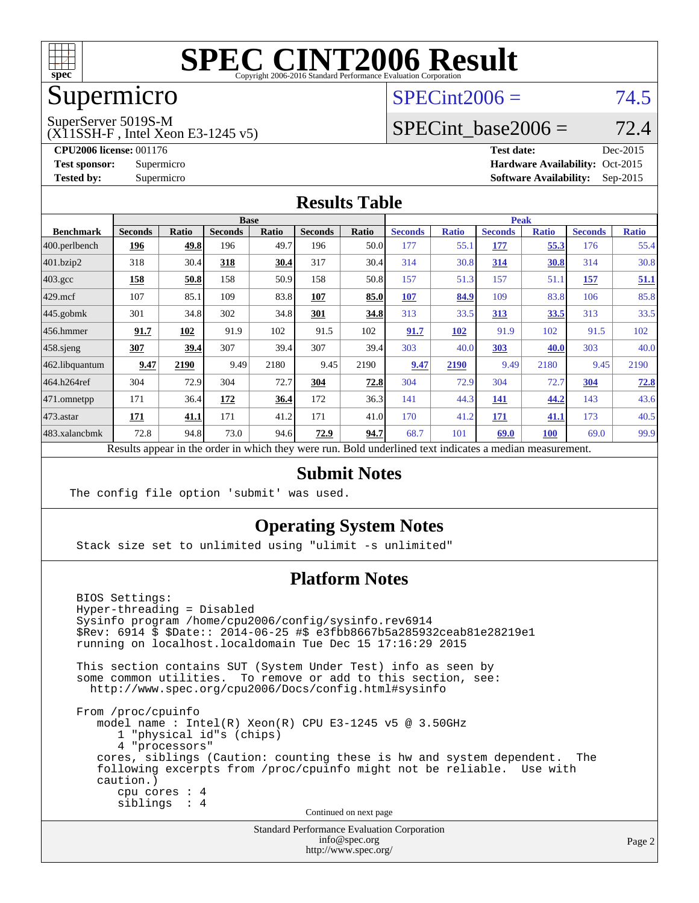# SPEC CINT2006 Result

Copyright 2006-2016 Standard Performance Evaluation Corporation

## Supermicro

SuperServer 5019S-M
(X11SSH-F , Intel Xeon E3-1245 v5)

SPECint2006 = 74.5

SPECint_base2006 = 72.4

**CPU2006 license:** 001176
**Test sponsor:** Supermicro
**Tested by:** Supermicro

**Test date:** Dec-2015
**Hardware Availability:** Oct-2015
**Software Availability:** Sep-2015

## Results Table

| Benchmark | Base | | | | | | Peak | | | | | |
|---|---|---|---|---|---|---|---|---|---|---|---|---|
| | Seconds | Ratio | Seconds | Ratio | Seconds | Ratio | Seconds | Ratio | Seconds | Ratio | Seconds | Ratio |
| 400.perlbench | **196** | **49.8** | 196 | 49.7 | 196 | 50.0 | 177 | 55.1 | **177** | **55.3** | 176 | 55.4 |
| 401.bzip2 | 318 | 30.4 | **318** | **30.4** | 317 | 30.4 | 314 | 30.8 | **314** | **30.8** | 314 | 30.8 |
| 403.gcc | **158** | **50.8** | 158 | 50.9 | 158 | 50.8 | 157 | 51.3 | 157 | 51.1 | **157** | **51.1** |
| 429.mcf | 107 | 85.1 | 109 | 83.8 | **107** | **85.0** | **107** | **84.9** | 109 | 83.8 | 106 | 85.8 |
| 445.gobmk | 301 | 34.8 | 302 | 34.8 | **301** | **34.8** | 313 | 33.5 | **313** | **33.5** | 313 | 33.5 |
| 456.hmmer | **91.7** | **102** | 91.9 | 102 | 91.5 | 102 | **91.7** | **102** | 91.9 | 102 | 91.5 | 102 |
| 458.sjeng | **307** | **39.4** | 307 | 39.4 | 307 | 39.4 | 303 | 40.0 | **303** | **40.0** | 303 | 40.0 |
| 462.libquantum | **9.47** | **2190** | 9.49 | 2180 | 9.45 | 2190 | **9.47** | **2190** | 9.49 | 2180 | 9.45 | 2190 |
| 464.h264ref | 304 | 72.9 | 304 | 72.7 | **304** | **72.8** | 304 | 72.9 | 304 | 72.7 | **304** | **72.8** |
| 471.omnetpp | 171 | 36.4 | **172** | **36.4** | 172 | 36.3 | 141 | 44.3 | **141** | **44.2** | 143 | 43.6 |
| 473.astar | **171** | **41.1** | 171 | 41.2 | 171 | 41.0 | 170 | 41.2 | **171** | **41.1** | 173 | 40.5 |
| 483.xalancbmk | 72.8 | 94.8 | 73.0 | 94.6 | **72.9** | **94.7** | 68.7 | 101 | **69.0** | **100** | 69.0 | 99.9 |

Results appear in the order in which they were run. Bold underlined text indicates a median measurement.

## Submit Notes

```
The config file option 'submit' was used.
```

## Operating System Notes

```
Stack size set to unlimited using "ulimit -s unlimited"
```

## Platform Notes

```
BIOS Settings:
Hyper-threading = Disabled
Sysinfo program /home/cpu2006/config/sysinfo.rev6914
$Rev: 6914 $ $Date:: 2014-06-25 #$ e3fbb8667b5a285932ceab81e28219e1
running on localhost.localdomain Tue Dec 15 17:16:29 2015

This section contains SUT (System Under Test) info as seen by
some common utilities.  To remove or add to this section, see:
  http://www.spec.org/cpu2006/Docs/config.html#sysinfo

From /proc/cpuinfo
   model name : Intel(R) Xeon(R) CPU E3-1245 v5 @ 3.50GHz
      1 "physical id"s (chips)
      4 "processors"
   cores, siblings (Caution: counting these is hw and system dependent.  The
   following excerpts from /proc/cpuinfo might not be reliable.  Use with
   caution.)
      cpu cores : 4
      siblings  : 4
```

Continued on next page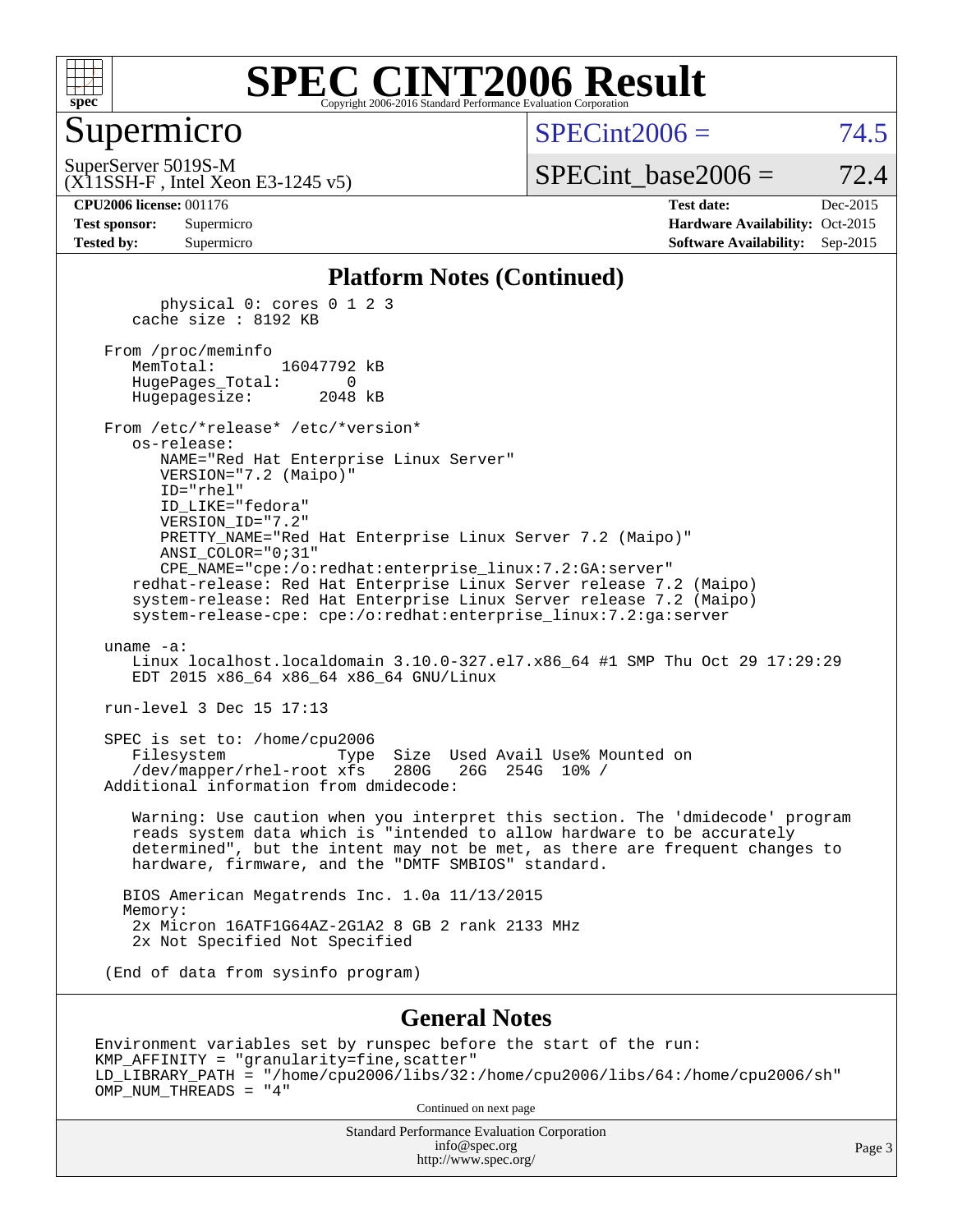# SPEC CINT2006 Result

## Supermicro

SuperServer 5019S-M
(X11SSH-F , Intel Xeon E3-1245 v5)

SPECint2006 = 74.5

SPECint_base2006 = 72.4

| | | | |
|---|---|---|---|
| **CPU2006 license:** 001176 | | **Test date:** | Dec-2015 |
| **Test sponsor:** | Supermicro | **Hardware Availability:** | Oct-2015 |
| **Tested by:** | Supermicro | **Software Availability:** | Sep-2015 |

### Platform Notes (Continued)

```
        physical 0: cores 0 1 2 3
     cache size : 8192 KB

  From /proc/meminfo
     MemTotal:       16047792 kB
     HugePages_Total:       0
     Hugepagesize:       2048 kB

  From /etc/*release* /etc/*version*
     os-release:
        NAME="Red Hat Enterprise Linux Server"
        VERSION="7.2 (Maipo)"
        ID="rhel"
        ID_LIKE="fedora"
        VERSION_ID="7.2"
        PRETTY_NAME="Red Hat Enterprise Linux Server 7.2 (Maipo)"
        ANSI_COLOR="0;31"
        CPE_NAME="cpe:/o:redhat:enterprise_linux:7.2:GA:server"
     redhat-release: Red Hat Enterprise Linux Server release 7.2 (Maipo)
     system-release: Red Hat Enterprise Linux Server release 7.2 (Maipo)
     system-release-cpe: cpe:/o:redhat:enterprise_linux:7.2:ga:server

  uname -a:
     Linux localhost.localdomain 3.10.0-327.el7.x86_64 #1 SMP Thu Oct 29 17:29:29
     EDT 2015 x86_64 x86_64 x86_64 GNU/Linux

  run-level 3 Dec 15 17:13

  SPEC is set to: /home/cpu2006
     Filesystem            Type  Size  Used Avail Use% Mounted on
     /dev/mapper/rhel-root xfs   280G   26G  254G  10% /
  Additional information from dmidecode:

     Warning: Use caution when you interpret this section. The 'dmidecode' program
     reads system data which is "intended to allow hardware to be accurately
     determined", but the intent may not be met, as there are frequent changes to
     hardware, firmware, and the "DMTF SMBIOS" standard.

    BIOS American Megatrends Inc. 1.0a 11/13/2015
    Memory:
     2x Micron 16ATF1G64AZ-2G1A2 8 GB 2 rank 2133 MHz
     2x Not Specified Not Specified

  (End of data from sysinfo program)
```

### General Notes

```
Environment variables set by runspec before the start of the run:
KMP_AFFINITY = "granularity=fine,scatter"
LD_LIBRARY_PATH = "/home/cpu2006/libs/32:/home/cpu2006/libs/64:/home/cpu2006/sh"
OMP_NUM_THREADS = "4"
```

Continued on next page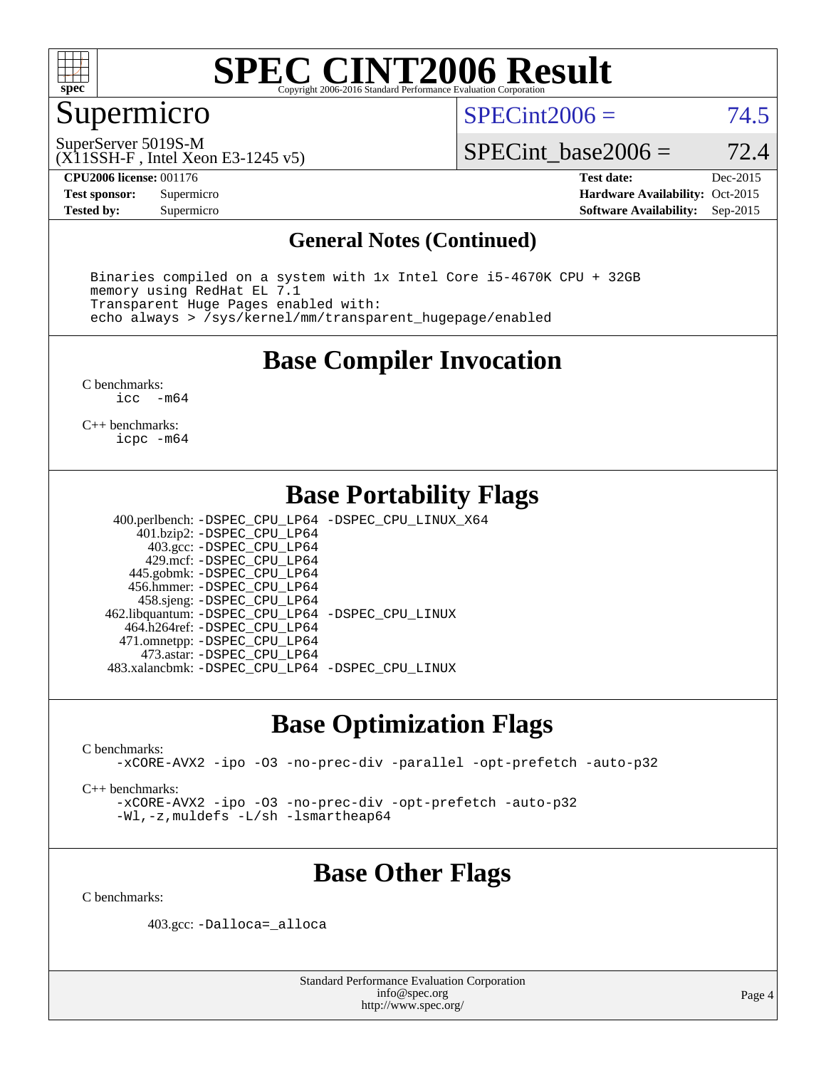# SPEC CINT2006 Result

Copyright 2006-2016 Standard Performance Evaluation Corporation

## Supermicro

SuperServer 5019S-M
(X11SSH-F , Intel Xeon E3-1245 v5)

SPECint2006 = 74.5

SPECint_base2006 = 72.4

**CPU2006 license:** 001176
**Test sponsor:** Supermicro
**Tested by:** Supermicro

**Test date:** Dec-2015
**Hardware Availability:** Oct-2015
**Software Availability:** Sep-2015

## General Notes (Continued)

```
Binaries compiled on a system with 1x Intel Core i5-4670K CPU + 32GB
memory using RedHat EL 7.1
Transparent Huge Pages enabled with:
echo always > /sys/kernel/mm/transparent_hugepage/enabled
```

## Base Compiler Invocation

C benchmarks:
```
icc  -m64
```

C++ benchmarks:
```
icpc -m64
```

## Base Portability Flags

| Benchmark | Flags |
|---|---|
| 400.perlbench: | -DSPEC_CPU_LP64 -DSPEC_CPU_LINUX_X64 |
| 401.bzip2: | -DSPEC_CPU_LP64 |
| 403.gcc: | -DSPEC_CPU_LP64 |
| 429.mcf: | -DSPEC_CPU_LP64 |
| 445.gobmk: | -DSPEC_CPU_LP64 |
| 456.hmmer: | -DSPEC_CPU_LP64 |
| 458.sjeng: | -DSPEC_CPU_LP64 |
| 462.libquantum: | -DSPEC_CPU_LP64 -DSPEC_CPU_LINUX |
| 464.h264ref: | -DSPEC_CPU_LP64 |
| 471.omnetpp: | -DSPEC_CPU_LP64 |
| 473.astar: | -DSPEC_CPU_LP64 |
| 483.xalancbmk: | -DSPEC_CPU_LP64 -DSPEC_CPU_LINUX |

## Base Optimization Flags

C benchmarks:
```
-xCORE-AVX2 -ipo -O3 -no-prec-div -parallel -opt-prefetch -auto-p32
```

C++ benchmarks:
```
-xCORE-AVX2 -ipo -O3 -no-prec-div -opt-prefetch -auto-p32
-Wl,-z,muldefs -L/sh -lsmartheap64
```

## Base Other Flags

C benchmarks:

403.gcc: `-Dalloca=_alloca`

Standard Performance Evaluation Corporation
info@spec.org
http://www.spec.org/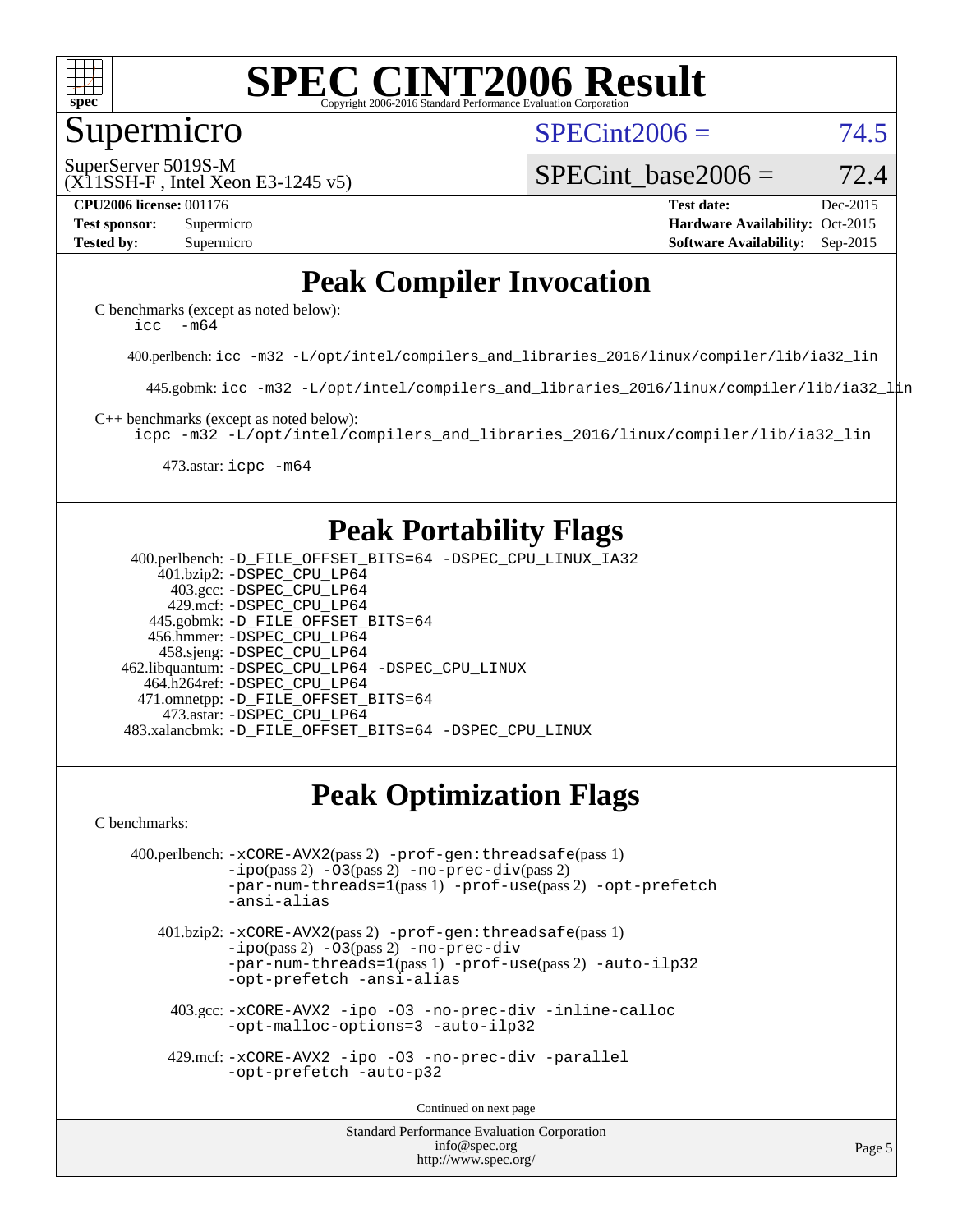# SPEC CINT2006 Result

Copyright 2006-2016 Standard Performance Evaluation Corporation

## Supermicro

SuperServer 5019S-M
(X11SSH-F , Intel Xeon E3-1245 v5)

SPECint2006 = 74.5

SPECint_base2006 = 72.4

**CPU2006 license:** 001176
**Test sponsor:** Supermicro
**Tested by:** Supermicro

**Test date:** Dec-2015
**Hardware Availability:** Oct-2015
**Software Availability:** Sep-2015

## Peak Compiler Invocation

C benchmarks (except as noted below):
`icc -m64`

400.perlbench: `icc -m32 -L/opt/intel/compilers_and_libraries_2016/linux/compiler/lib/ia32_lin`

445.gobmk: `icc -m32 -L/opt/intel/compilers_and_libraries_2016/linux/compiler/lib/ia32_lin`

C++ benchmarks (except as noted below):
`icpc -m32 -L/opt/intel/compilers_and_libraries_2016/linux/compiler/lib/ia32_lin`

473.astar: `icpc -m64`

## Peak Portability Flags

400.perlbench: `-D_FILE_OFFSET_BITS=64 -DSPEC_CPU_LINUX_IA32`
401.bzip2: `-DSPEC_CPU_LP64`
403.gcc: `-DSPEC_CPU_LP64`
429.mcf: `-DSPEC_CPU_LP64`
445.gobmk: `-D_FILE_OFFSET_BITS=64`
456.hmmer: `-DSPEC_CPU_LP64`
458.sjeng: `-DSPEC_CPU_LP64`
462.libquantum: `-DSPEC_CPU_LP64 -DSPEC_CPU_LINUX`
464.h264ref: `-DSPEC_CPU_LP64`
471.omnetpp: `-D_FILE_OFFSET_BITS=64`
473.astar: `-DSPEC_CPU_LP64`
483.xalancbmk: `-D_FILE_OFFSET_BITS=64 -DSPEC_CPU_LINUX`

## Peak Optimization Flags

C benchmarks:

400.perlbench: `-xCORE-AVX2`(pass 2) `-prof-gen:threadsafe`(pass 1) `-ipo`(pass 2) `-O3`(pass 2) `-no-prec-div`(pass 2) `-par-num-threads=1`(pass 1) `-prof-use`(pass 2) `-opt-prefetch` `-ansi-alias`

401.bzip2: `-xCORE-AVX2`(pass 2) `-prof-gen:threadsafe`(pass 1) `-ipo`(pass 2) `-O3`(pass 2) `-no-prec-div` `-par-num-threads=1`(pass 1) `-prof-use`(pass 2) `-auto-ilp32` `-opt-prefetch` `-ansi-alias`

403.gcc: `-xCORE-AVX2 -ipo -O3 -no-prec-div -inline-calloc -opt-malloc-options=3 -auto-ilp32`

429.mcf: `-xCORE-AVX2 -ipo -O3 -no-prec-div -parallel -opt-prefetch -auto-p32`

Continued on next page

Standard Performance Evaluation Corporation
info@spec.org
http://www.spec.org/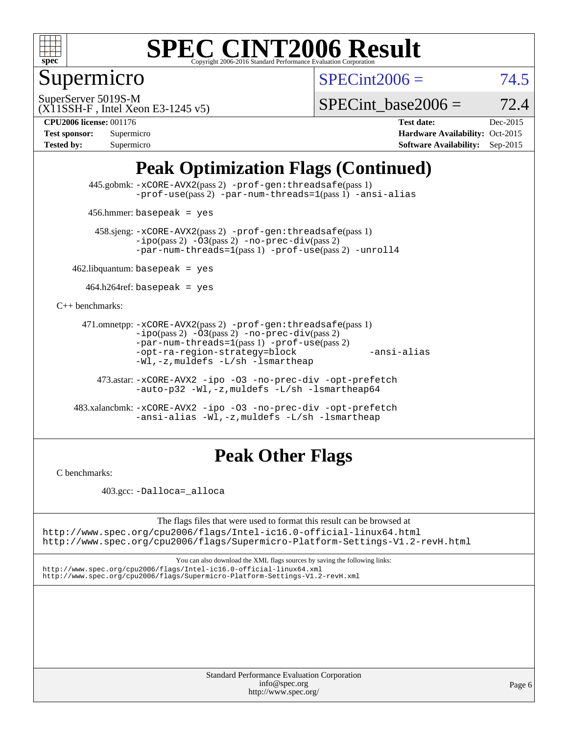## Peak Optimization Flags (Continued)

445.gobmk: -xCORE-AVX2(pass 2) -prof-gen:threadsafe(pass 1) -prof-use(pass 2) -par-num-threads=1(pass 1) -ansi-alias

456.hmmer: basepeak = yes

458.sjeng: -xCORE-AVX2(pass 2) -prof-gen:threadsafe(pass 1) -ipo(pass 2) -O3(pass 2) -no-prec-div(pass 2) -par-num-threads=1(pass 1) -prof-use(pass 2) -unroll4

462.libquantum: basepeak = yes

464.h264ref: basepeak = yes

C++ benchmarks:

471.omnetpp: -xCORE-AVX2(pass 2) -prof-gen:threadsafe(pass 1) -ipo(pass 2) -O3(pass 2) -no-prec-div(pass 2) -par-num-threads=1(pass 1) -prof-use(pass 2) -opt-ra-region-strategy=block -ansi-alias -Wl,-z,muldefs -L/sh -lsmartheap

473.astar: -xCORE-AVX2 -ipo -O3 -no-prec-div -opt-prefetch -auto-p32 -Wl,-z,muldefs -L/sh -lsmartheap64

483.xalancbmk: -xCORE-AVX2 -ipo -O3 -no-prec-div -opt-prefetch -ansi-alias -Wl,-z,muldefs -L/sh -lsmartheap

## Peak Other Flags

C benchmarks:

403.gcc: -Dalloca=_alloca

The flags files that were used to format this result can be browsed at
http://www.spec.org/cpu2006/flags/Intel-ic16.0-official-linux64.html
http://www.spec.org/cpu2006/flags/Supermicro-Platform-Settings-V1.2-revH.html

You can also download the XML flags sources by saving the following links:
http://www.spec.org/cpu2006/flags/Intel-ic16.0-official-linux64.xml
http://www.spec.org/cpu2006/flags/Supermicro-Platform-Settings-V1.2-revH.xml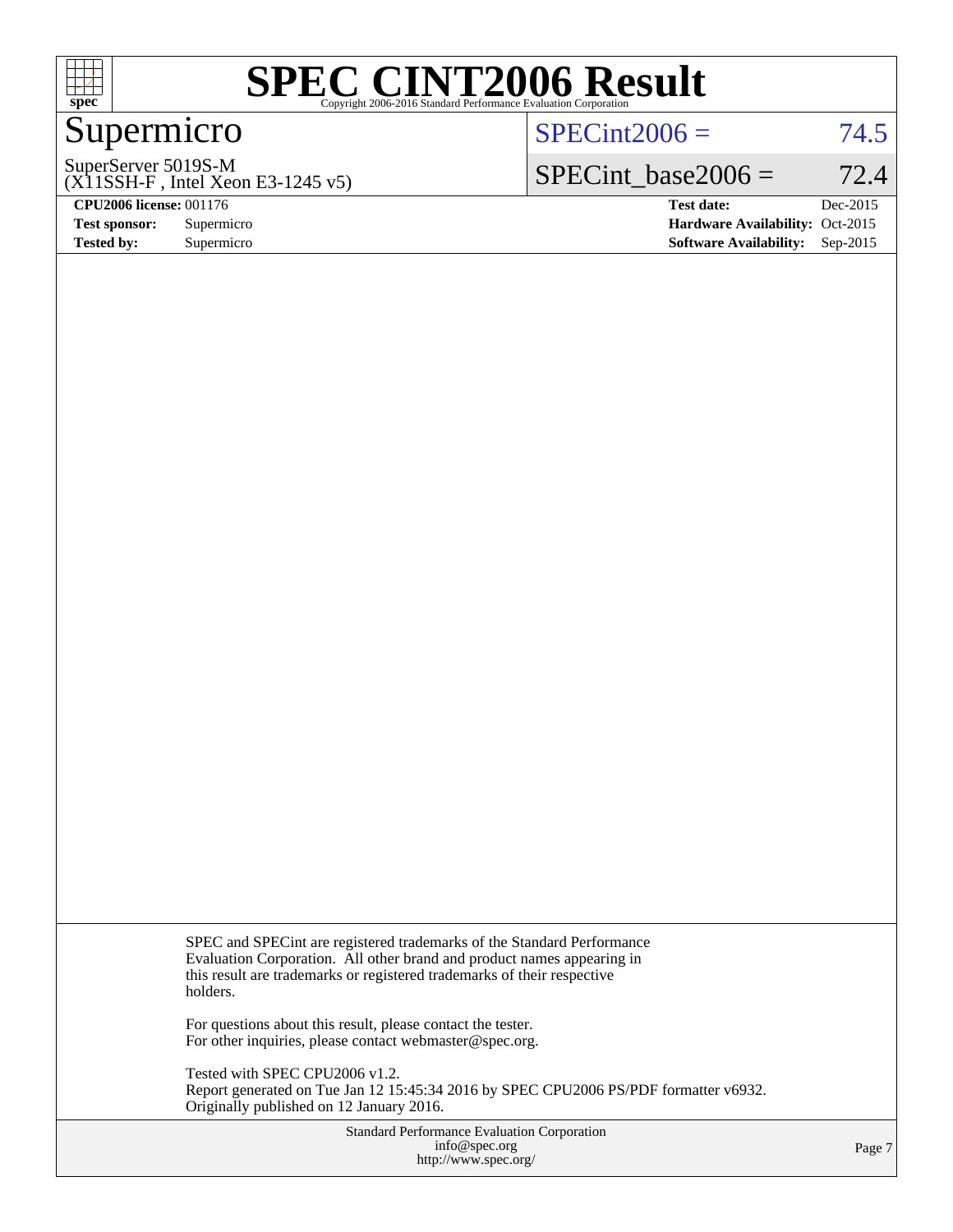# SPEC CINT2006 Result

Copyright 2006-2016 Standard Performance Evaluation Corporation

## Supermicro

SuperServer 5019S-M
(X11SSH-F , Intel Xeon E3-1245 v5)

SPECint2006 = 74.5

SPECint_base2006 = 72.4

| | | | |
|---|---|---|---|
| **CPU2006 license:** 001176 | | **Test date:** | Dec-2015 |
| **Test sponsor:** | Supermicro | **Hardware Availability:** | Oct-2015 |
| **Tested by:** | Supermicro | **Software Availability:** | Sep-2015 |

SPEC and SPECint are registered trademarks of the Standard Performance Evaluation Corporation. All other brand and product names appearing in this result are trademarks or registered trademarks of their respective holders.

For questions about this result, please contact the tester.
For other inquiries, please contact webmaster@spec.org.

Tested with SPEC CPU2006 v1.2.
Report generated on Tue Jan 12 15:45:34 2016 by SPEC CPU2006 PS/PDF formatter v6932.
Originally published on 12 January 2016.